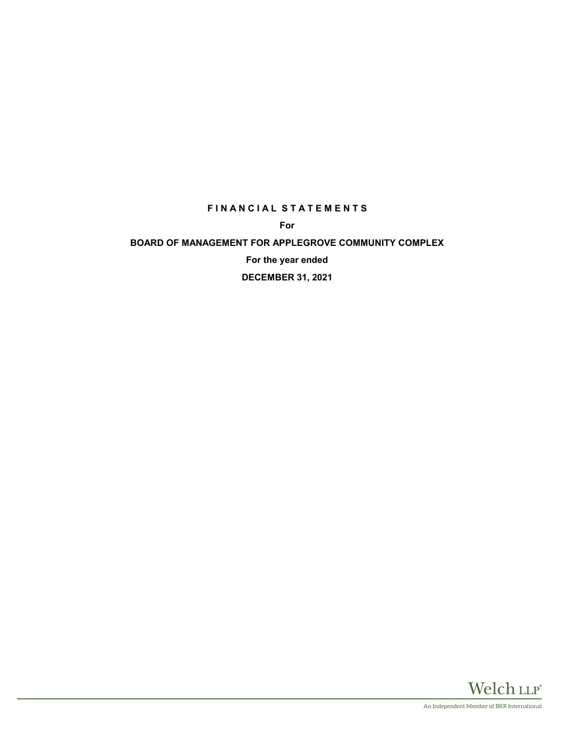# FINANCIAL STATEMENTS

**For**

**BOARD OF MANAGEMENT FOR APPLEGROVE COMMUNITY COMPLEX**

**For the year ended**

**DECEMBER 31, 2021**

Welch LLP®

An Independent Member of BKR International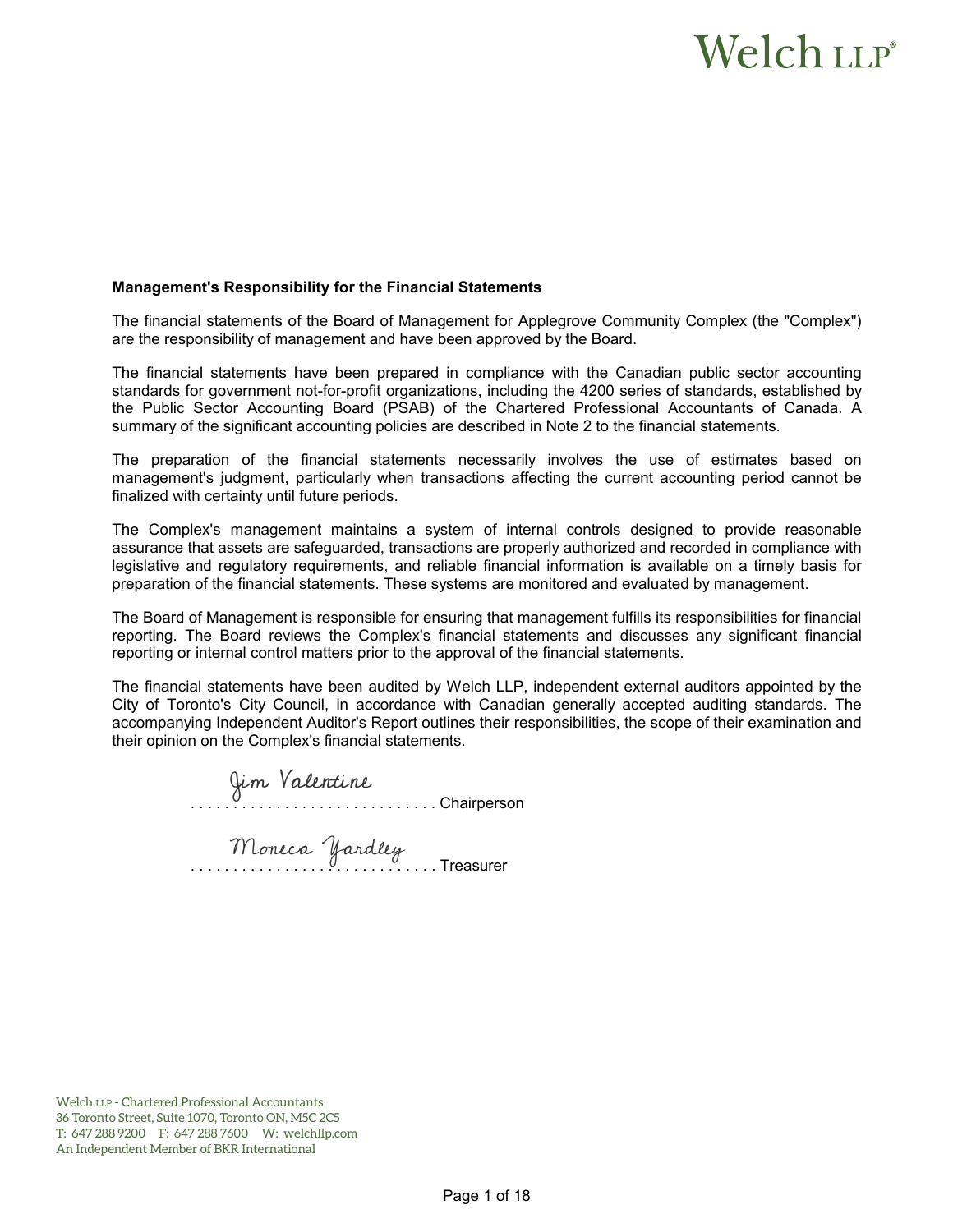## Management's Responsibility for the Financial Statements

The financial statements of the Board of Management for Applegrove Community Complex (the "Complex") are the responsibility of management and have been approved by the Board.

The financial statements have been prepared in compliance with the Canadian public sector accounting standards for government not-for-profit organizations, including the 4200 series of standards, established by the Public Sector Accounting Board (PSAB) of the Chartered Professional Accountants of Canada. A summary of the significant accounting policies are described in Note 2 to the financial statements.

The preparation of the financial statements necessarily involves the use of estimates based on management's judgment, particularly when transactions affecting the current accounting period cannot be finalized with certainty until future periods.

The Complex's management maintains a system of internal controls designed to provide reasonable assurance that assets are safeguarded, transactions are properly authorized and recorded in compliance with legislative and regulatory requirements, and reliable financial information is available on a timely basis for preparation of the financial statements. These systems are monitored and evaluated by management.

The Board of Management is responsible for ensuring that management fulfills its responsibilities for financial reporting. The Board reviews the Complex's financial statements and discusses any significant financial reporting or internal control matters prior to the approval of the financial statements.

The financial statements have been audited by Welch LLP, independent external auditors appointed by the City of Toronto's City Council, in accordance with Canadian generally accepted auditing standards. The accompanying Independent Auditor's Report outlines their responsibilities, the scope of their examination and their opinion on the Complex's financial statements.

Jim Valentine
. . . . . . . . . . . . . . . . . . . . . . . . . . . . . Chairperson

Moneca Yardley
. . . . . . . . . . . . . . . . . . . . . . . . . . . . . Treasurer

Welch LLP - Chartered Professional Accountants
36 Toronto Street, Suite 1070, Toronto ON, M5C 2C5
T: 647 288 9200 F: 647 288 7600 W: welchllp.com
An Independent Member of BKR International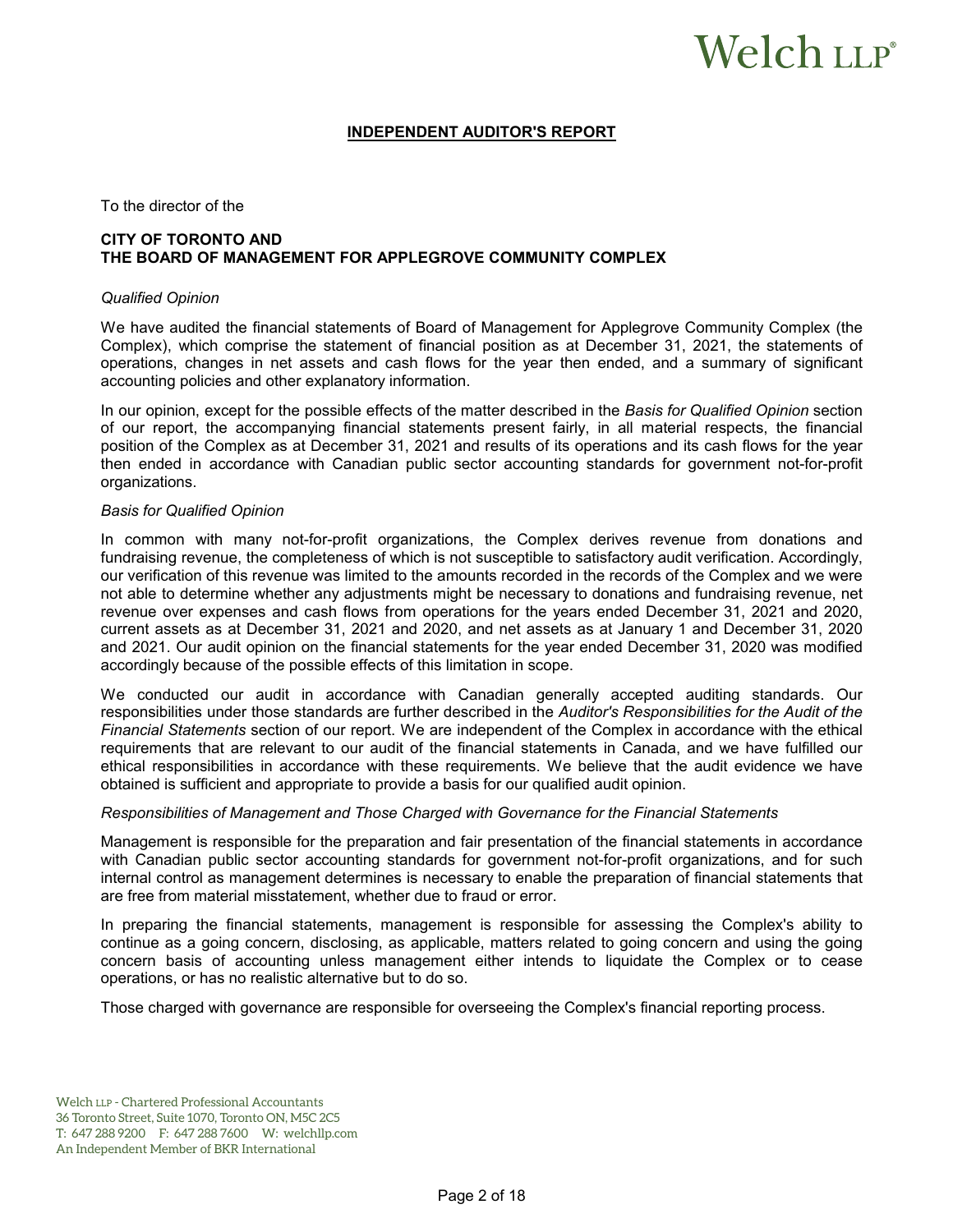# Welch LLP®

## INDEPENDENT AUDITOR'S REPORT

To the director of the

**CITY OF TORONTO AND**
**THE BOARD OF MANAGEMENT FOR APPLEGROVE COMMUNITY COMPLEX**

*Qualified Opinion*

We have audited the financial statements of Board of Management for Applegrove Community Complex (the Complex), which comprise the statement of financial position as at December 31, 2021, the statements of operations, changes in net assets and cash flows for the year then ended, and a summary of significant accounting policies and other explanatory information.

In our opinion, except for the possible effects of the matter described in the *Basis for Qualified Opinion* section of our report, the accompanying financial statements present fairly, in all material respects, the financial position of the Complex as at December 31, 2021 and results of its operations and its cash flows for the year then ended in accordance with Canadian public sector accounting standards for government not-for-profit organizations.

*Basis for Qualified Opinion*

In common with many not-for-profit organizations, the Complex derives revenue from donations and fundraising revenue, the completeness of which is not susceptible to satisfactory audit verification. Accordingly, our verification of this revenue was limited to the amounts recorded in the records of the Complex and we were not able to determine whether any adjustments might be necessary to donations and fundraising revenue, net revenue over expenses and cash flows from operations for the years ended December 31, 2021 and 2020, current assets as at December 31, 2021 and 2020, and net assets as at January 1 and December 31, 2020 and 2021. Our audit opinion on the financial statements for the year ended December 31, 2020 was modified accordingly because of the possible effects of this limitation in scope.

We conducted our audit in accordance with Canadian generally accepted auditing standards. Our responsibilities under those standards are further described in the *Auditor's Responsibilities for the Audit of the Financial Statements* section of our report. We are independent of the Complex in accordance with the ethical requirements that are relevant to our audit of the financial statements in Canada, and we have fulfilled our ethical responsibilities in accordance with these requirements. We believe that the audit evidence we have obtained is sufficient and appropriate to provide a basis for our qualified audit opinion.

*Responsibilities of Management and Those Charged with Governance for the Financial Statements*

Management is responsible for the preparation and fair presentation of the financial statements in accordance with Canadian public sector accounting standards for government not-for-profit organizations, and for such internal control as management determines is necessary to enable the preparation of financial statements that are free from material misstatement, whether due to fraud or error.

In preparing the financial statements, management is responsible for assessing the Complex's ability to continue as a going concern, disclosing, as applicable, matters related to going concern and using the going concern basis of accounting unless management either intends to liquidate the Complex or to cease operations, or has no realistic alternative but to do so.

Those charged with governance are responsible for overseeing the Complex's financial reporting process.

Welch LLP - Chartered Professional Accountants
36 Toronto Street, Suite 1070, Toronto ON, M5C 2C5
T: 647 288 9200 F: 647 288 7600 W: welchllp.com
An Independent Member of BKR International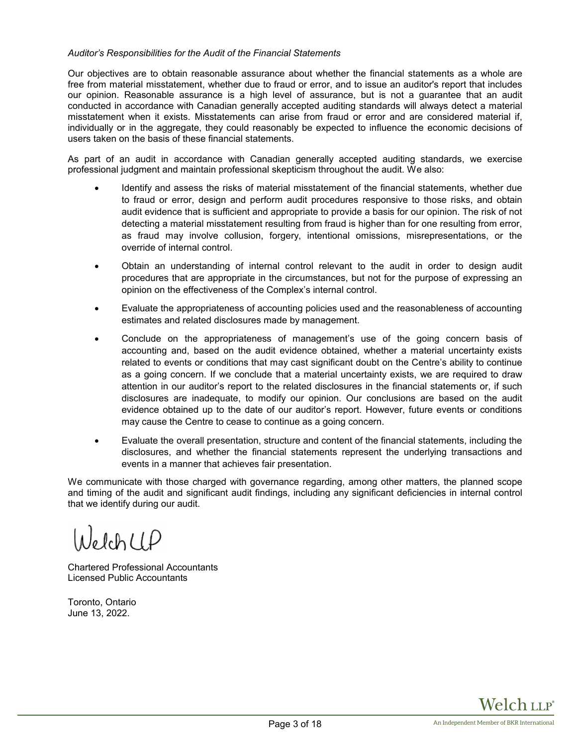*Auditor's Responsibilities for the Audit of the Financial Statements*

Our objectives are to obtain reasonable assurance about whether the financial statements as a whole are free from material misstatement, whether due to fraud or error, and to issue an auditor's report that includes our opinion. Reasonable assurance is a high level of assurance, but is not a guarantee that an audit conducted in accordance with Canadian generally accepted auditing standards will always detect a material misstatement when it exists. Misstatements can arise from fraud or error and are considered material if, individually or in the aggregate, they could reasonably be expected to influence the economic decisions of users taken on the basis of these financial statements.

As part of an audit in accordance with Canadian generally accepted auditing standards, we exercise professional judgment and maintain professional skepticism throughout the audit. We also:

- Identify and assess the risks of material misstatement of the financial statements, whether due to fraud or error, design and perform audit procedures responsive to those risks, and obtain audit evidence that is sufficient and appropriate to provide a basis for our opinion. The risk of not detecting a material misstatement resulting from fraud is higher than for one resulting from error, as fraud may involve collusion, forgery, intentional omissions, misrepresentations, or the override of internal control.

- Obtain an understanding of internal control relevant to the audit in order to design audit procedures that are appropriate in the circumstances, but not for the purpose of expressing an opinion on the effectiveness of the Complex's internal control.

- Evaluate the appropriateness of accounting policies used and the reasonableness of accounting estimates and related disclosures made by management.

- Conclude on the appropriateness of management's use of the going concern basis of accounting and, based on the audit evidence obtained, whether a material uncertainty exists related to events or conditions that may cast significant doubt on the Centre's ability to continue as a going concern. If we conclude that a material uncertainty exists, we are required to draw attention in our auditor's report to the related disclosures in the financial statements or, if such disclosures are inadequate, to modify our opinion. Our conclusions are based on the audit evidence obtained up to the date of our auditor's report. However, future events or conditions may cause the Centre to cease to continue as a going concern.

- Evaluate the overall presentation, structure and content of the financial statements, including the disclosures, and whether the financial statements represent the underlying transactions and events in a manner that achieves fair presentation.

We communicate with those charged with governance regarding, among other matters, the planned scope and timing of the audit and significant audit findings, including any significant deficiencies in internal control that we identify during our audit.

Welch LLP

Chartered Professional Accountants
Licensed Public Accountants

Toronto, Ontario
June 13, 2022.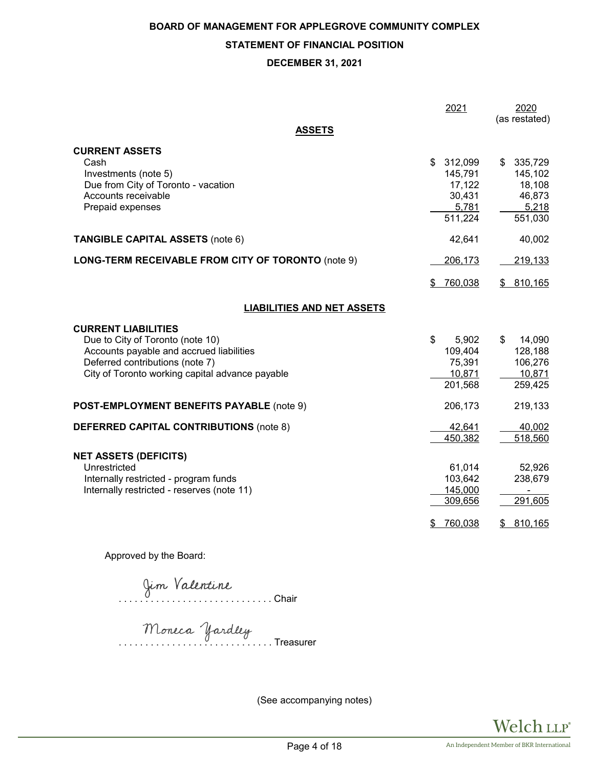**BOARD OF MANAGEMENT FOR APPLEGROVE COMMUNITY COMPLEX**

**STATEMENT OF FINANCIAL POSITION**

**DECEMBER 31, 2021**

| | 2021 | 2020 (as restated) |
|---|---|---|
| **ASSETS** | | |
| **CURRENT ASSETS** | | |
| Cash | $ 312,099 | $ 335,729 |
| Investments (note 5) | 145,791 | 145,102 |
| Due from City of Toronto - vacation | 17,122 | 18,108 |
| Accounts receivable | 30,431 | 46,873 |
| Prepaid expenses | 5,781 | 5,218 |
| | 511,224 | 551,030 |
| **TANGIBLE CAPITAL ASSETS** (note 6) | 42,641 | 40,002 |
| **LONG-TERM RECEIVABLE FROM CITY OF TORONTO** (note 9) | 206,173 | 219,133 |
| | $ 760,038 | $ 810,165 |
| **LIABILITIES AND NET ASSETS** | | |
| **CURRENT LIABILITIES** | | |
| Due to City of Toronto (note 10) | $ 5,902 | $ 14,090 |
| Accounts payable and accrued liabilities | 109,404 | 128,188 |
| Deferred contributions (note 7) | 75,391 | 106,276 |
| City of Toronto working capital advance payable | 10,871 | 10,871 |
| | 201,568 | 259,425 |
| **POST-EMPLOYMENT BENEFITS PAYABLE** (note 9) | 206,173 | 219,133 |
| **DEFERRED CAPITAL CONTRIBUTIONS** (note 8) | 42,641 | 40,002 |
| | 450,382 | 518,560 |
| **NET ASSETS (DEFICITS)** | | |
| Unrestricted | 61,014 | 52,926 |
| Internally restricted - program funds | 103,642 | 238,679 |
| Internally restricted - reserves (note 11) | 145,000 | - |
| | 309,656 | 291,605 |
| | $ 760,038 | $ 810,165 |

Approved by the Board:

Jim Valentine ............................ Chair

Moneca Yardley ............................ Treasurer

(See accompanying notes)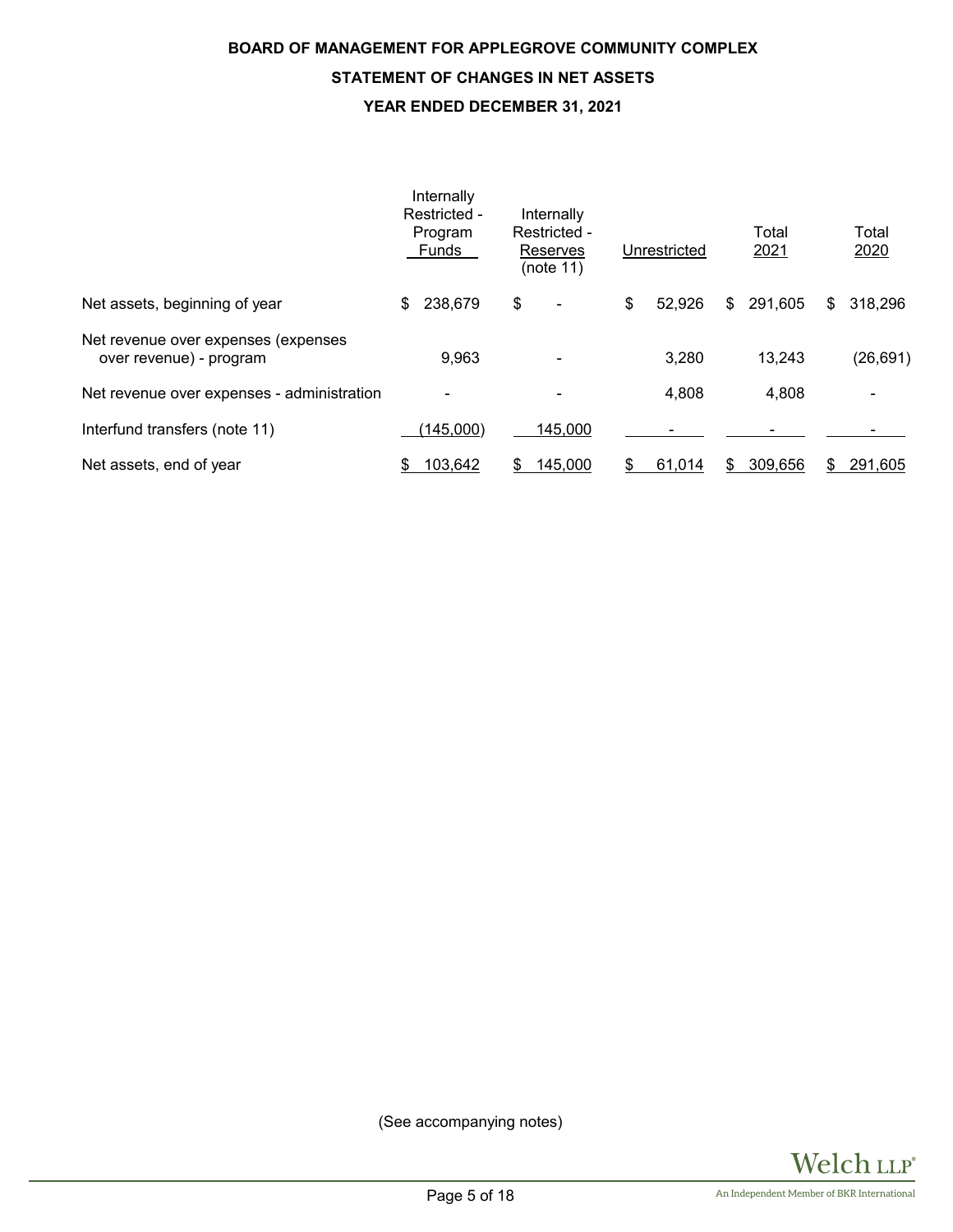# BOARD OF MANAGEMENT FOR APPLEGROVE COMMUNITY COMPLEX

## STATEMENT OF CHANGES IN NET ASSETS

### YEAR ENDED DECEMBER 31, 2021

| | Internally Restricted - Program Funds | Internally Restricted - Reserves (note 11) | Unrestricted | Total 2021 | Total 2020 |
|---|---|---|---|---|---|
| Net assets, beginning of year | $ 238,679 | $ - | $ 52,926 | $ 291,605 | $ 318,296 |
| Net revenue over expenses (expenses over revenue) - program | 9,963 | - | 3,280 | 13,243 | (26,691) |
| Net revenue over expenses - administration | - | - | 4,808 | 4,808 | - |
| Interfund transfers (note 11) | (145,000) | 145,000 | - | - | - |
| Net assets, end of year | $ 103,642 | $ 145,000 | $ 61,014 | $ 309,656 | $ 291,605 |

(See accompanying notes)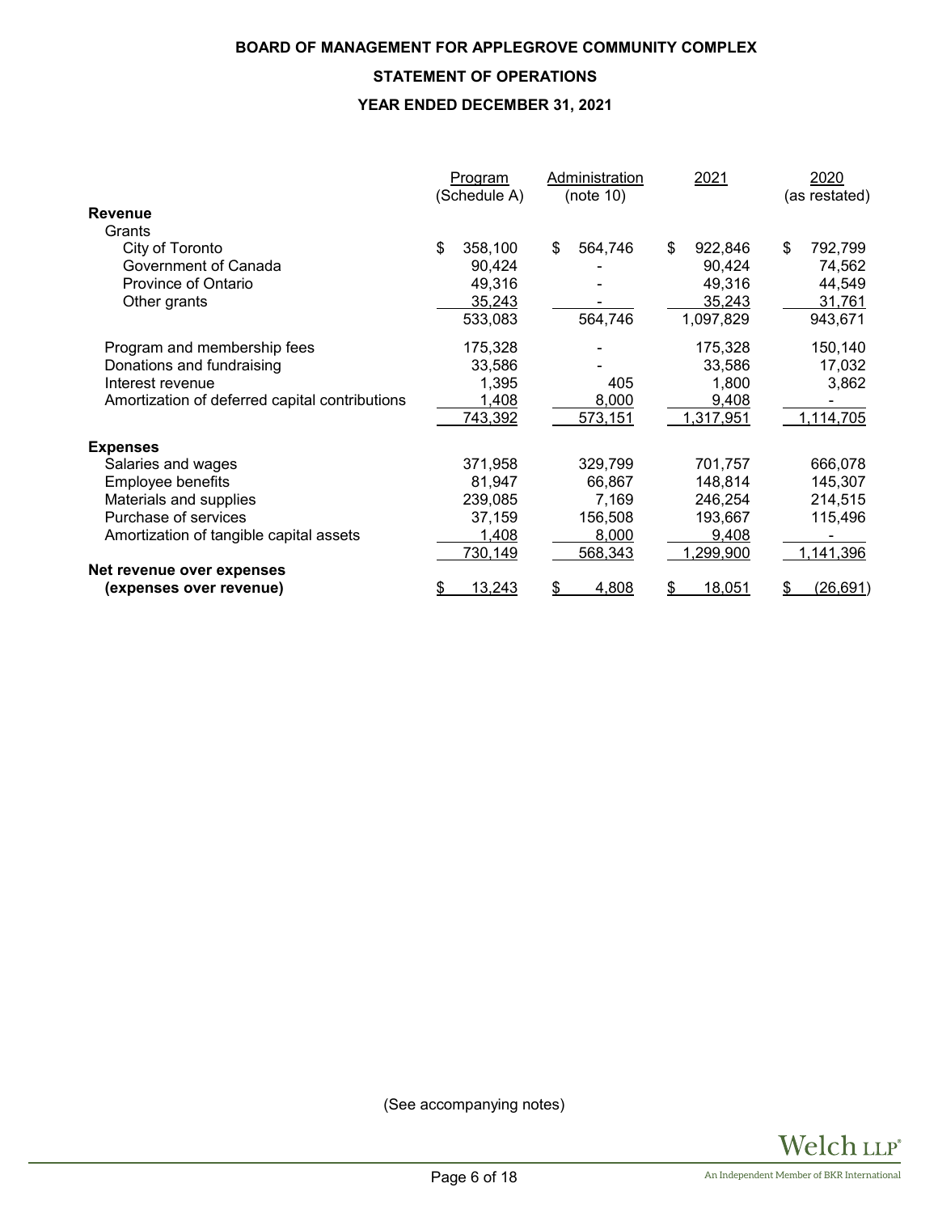**BOARD OF MANAGEMENT FOR APPLEGROVE COMMUNITY COMPLEX**

**STATEMENT OF OPERATIONS**

**YEAR ENDED DECEMBER 31, 2021**

| | Program (Schedule A) | Administration (note 10) | 2021 | 2020 (as restated) |
|---|---|---|---|---|
| **Revenue** | | | | |
| Grants | | | | |
| City of Toronto | $ 358,100 | $ 564,746 | $ 922,846 | $ 792,799 |
| Government of Canada | 90,424 | - | 90,424 | 74,562 |
| Province of Ontario | 49,316 | - | 49,316 | 44,549 |
| Other grants | 35,243 | - | 35,243 | 31,761 |
| | 533,083 | 564,746 | 1,097,829 | 943,671 |
| Program and membership fees | 175,328 | - | 175,328 | 150,140 |
| Donations and fundraising | 33,586 | - | 33,586 | 17,032 |
| Interest revenue | 1,395 | 405 | 1,800 | 3,862 |
| Amortization of deferred capital contributions | 1,408 | 8,000 | 9,408 | - |
| | 743,392 | 573,151 | 1,317,951 | 1,114,705 |
| **Expenses** | | | | |
| Salaries and wages | 371,958 | 329,799 | 701,757 | 666,078 |
| Employee benefits | 81,947 | 66,867 | 148,814 | 145,307 |
| Materials and supplies | 239,085 | 7,169 | 246,254 | 214,515 |
| Purchase of services | 37,159 | 156,508 | 193,667 | 115,496 |
| Amortization of tangible capital assets | 1,408 | 8,000 | 9,408 | - |
| | 730,149 | 568,343 | 1,299,900 | 1,141,396 |
| **Net revenue over expenses (expenses over revenue)** | $ 13,243 | $ 4,808 | $ 18,051 | $ (26,691) |

(See accompanying notes)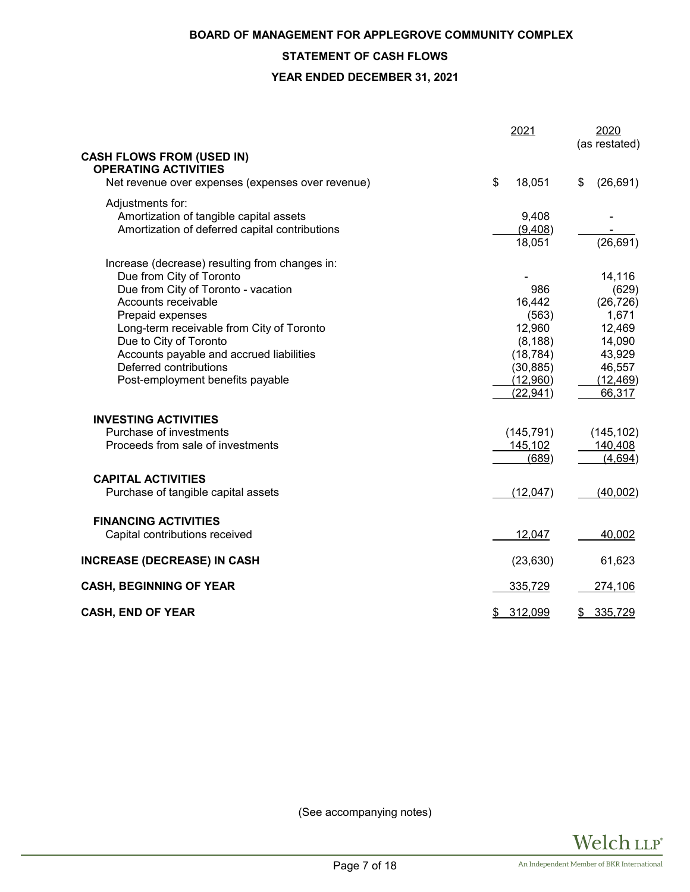**BOARD OF MANAGEMENT FOR APPLEGROVE COMMUNITY COMPLEX**

**STATEMENT OF CASH FLOWS**

**YEAR ENDED DECEMBER 31, 2021**

| | 2021 | 2020 (as restated) |
|---|---|---|
| **CASH FLOWS FROM (USED IN)** | | |
| **OPERATING ACTIVITIES** | | |
| Net revenue over expenses (expenses over revenue) | $ 18,051 | $ (26,691) |
| Adjustments for: | | |
| Amortization of tangible capital assets | 9,408 | - |
| Amortization of deferred capital contributions | (9,408) | - |
| | 18,051 | (26,691) |
| Increase (decrease) resulting from changes in: | | |
| Due from City of Toronto | - | 14,116 |
| Due from City of Toronto - vacation | 986 | (629) |
| Accounts receivable | 16,442 | (26,726) |
| Prepaid expenses | (563) | 1,671 |
| Long-term receivable from City of Toronto | 12,960 | 12,469 |
| Due to City of Toronto | (8,188) | 14,090 |
| Accounts payable and accrued liabilities | (18,784) | 43,929 |
| Deferred contributions | (30,885) | 46,557 |
| Post-employment benefits payable | (12,960) | (12,469) |
| | (22,941) | 66,317 |
| **INVESTING ACTIVITIES** | | |
| Purchase of investments | (145,791) | (145,102) |
| Proceeds from sale of investments | 145,102 | 140,408 |
| | (689) | (4,694) |
| **CAPITAL ACTIVITIES** | | |
| Purchase of tangible capital assets | (12,047) | (40,002) |
| **FINANCING ACTIVITIES** | | |
| Capital contributions received | 12,047 | 40,002 |
| **INCREASE (DECREASE) IN CASH** | (23,630) | 61,623 |
| **CASH, BEGINNING OF YEAR** | 335,729 | 274,106 |
| **CASH, END OF YEAR** | $ 312,099 | $ 335,729 |

(See accompanying notes)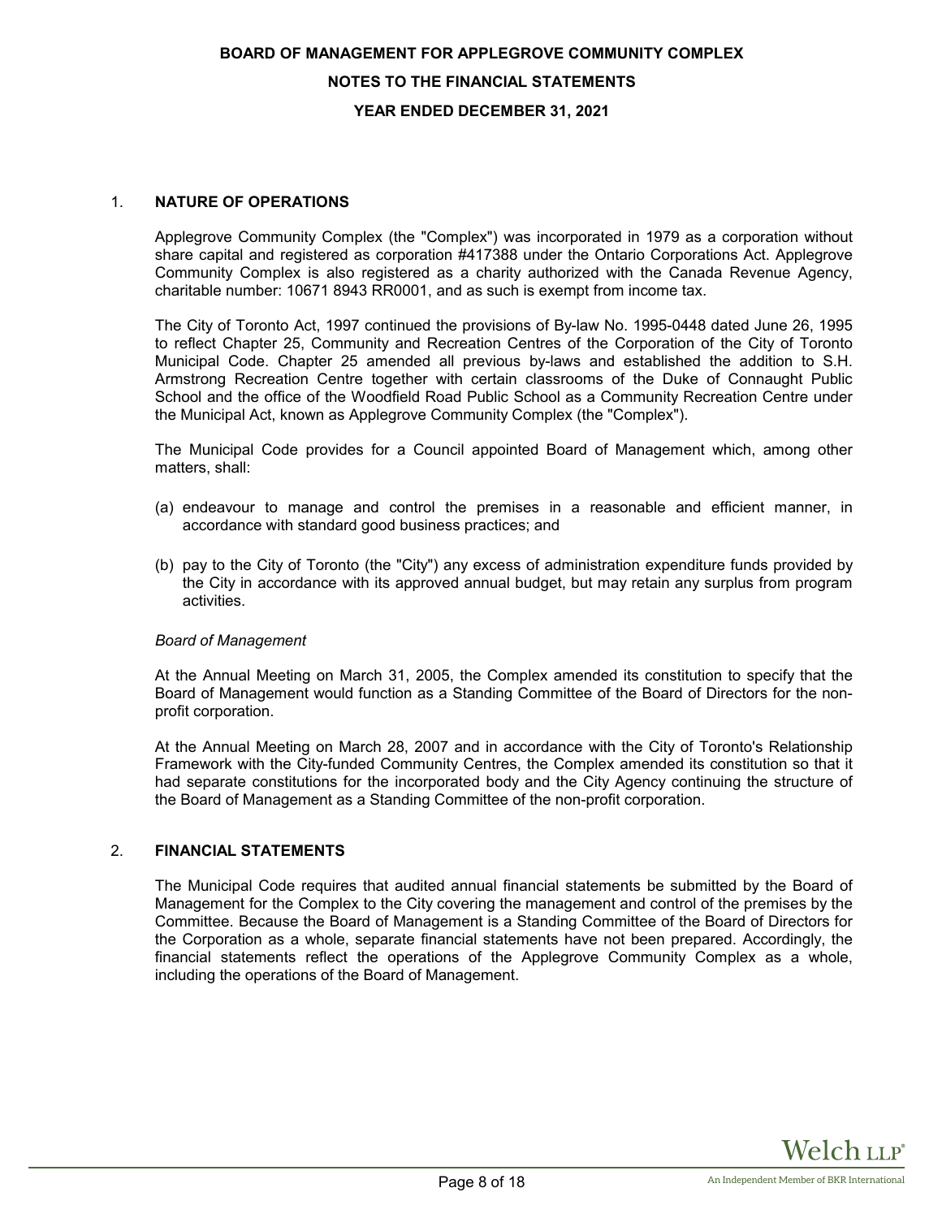# BOARD OF MANAGEMENT FOR APPLEGROVE COMMUNITY COMPLEX

## NOTES TO THE FINANCIAL STATEMENTS

## YEAR ENDED DECEMBER 31, 2021

### 1. NATURE OF OPERATIONS

Applegrove Community Complex (the "Complex") was incorporated in 1979 as a corporation without share capital and registered as corporation #417388 under the Ontario Corporations Act. Applegrove Community Complex is also registered as a charity authorized with the Canada Revenue Agency, charitable number: 10671 8943 RR0001, and as such is exempt from income tax.

The City of Toronto Act, 1997 continued the provisions of By-law No. 1995-0448 dated June 26, 1995 to reflect Chapter 25, Community and Recreation Centres of the Corporation of the City of Toronto Municipal Code. Chapter 25 amended all previous by-laws and established the addition to S.H. Armstrong Recreation Centre together with certain classrooms of the Duke of Connaught Public School and the office of the Woodfield Road Public School as a Community Recreation Centre under the Municipal Act, known as Applegrove Community Complex (the "Complex").

The Municipal Code provides for a Council appointed Board of Management which, among other matters, shall:

(a) endeavour to manage and control the premises in a reasonable and efficient manner, in accordance with standard good business practices; and

(b) pay to the City of Toronto (the "City") any excess of administration expenditure funds provided by the City in accordance with its approved annual budget, but may retain any surplus from program activities.

*Board of Management*

At the Annual Meeting on March 31, 2005, the Complex amended its constitution to specify that the Board of Management would function as a Standing Committee of the Board of Directors for the non-profit corporation.

At the Annual Meeting on March 28, 2007 and in accordance with the City of Toronto's Relationship Framework with the City-funded Community Centres, the Complex amended its constitution so that it had separate constitutions for the incorporated body and the City Agency continuing the structure of the Board of Management as a Standing Committee of the non-profit corporation.

### 2. FINANCIAL STATEMENTS

The Municipal Code requires that audited annual financial statements be submitted by the Board of Management for the Complex to the City covering the management and control of the premises by the Committee. Because the Board of Management is a Standing Committee of the Board of Directors for the Corporation as a whole, separate financial statements have not been prepared. Accordingly, the financial statements reflect the operations of the Applegrove Community Complex as a whole, including the operations of the Board of Management.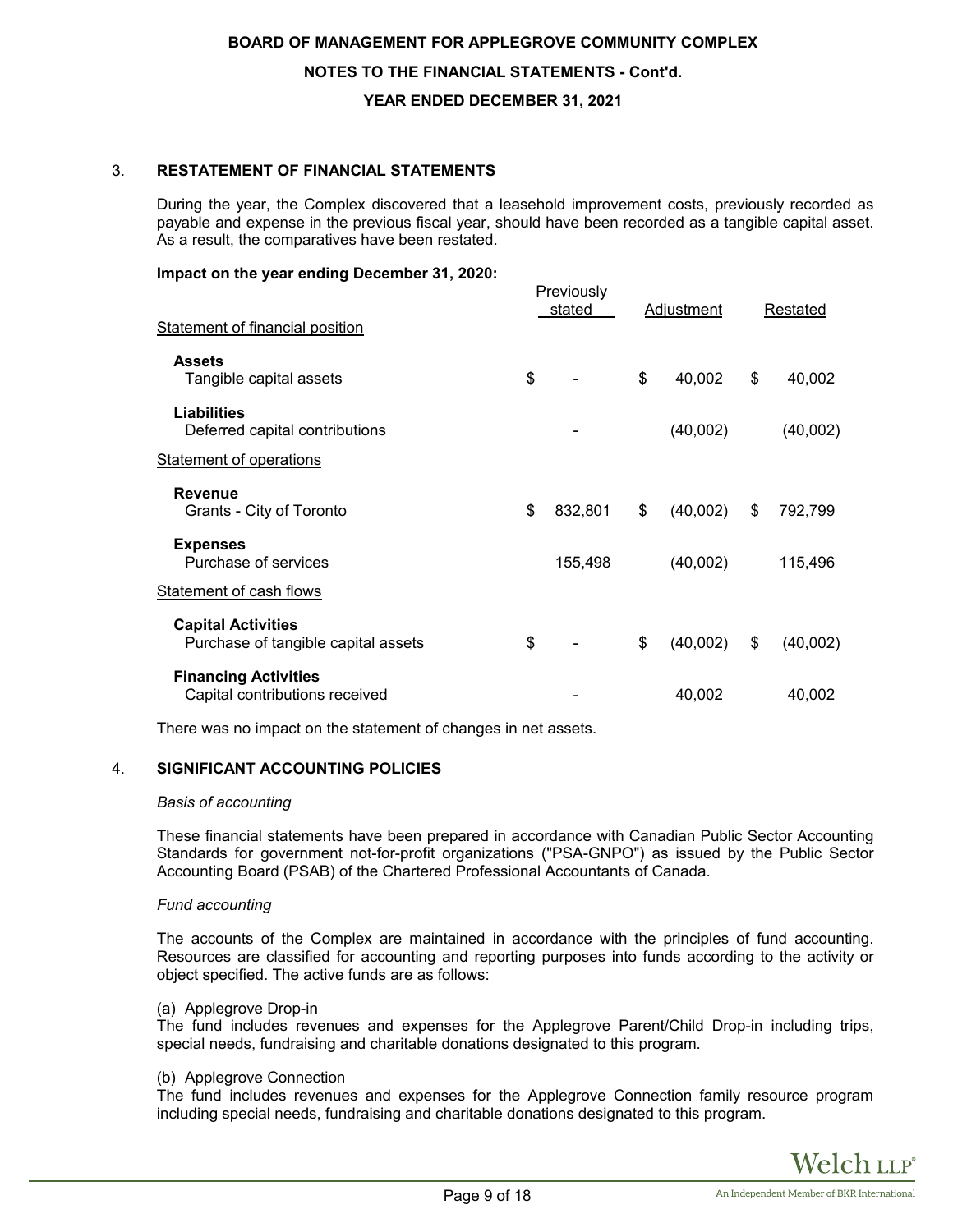## 3. RESTATEMENT OF FINANCIAL STATEMENTS

During the year, the Complex discovered that a leasehold improvement costs, previously recorded as payable and expense in the previous fiscal year, should have been recorded as a tangible capital asset. As a result, the comparatives have been restated.

**Impact on the year ending December 31, 2020:**

| | Previously stated | Adjustment | Restated |
|---|---|---|---|
| Statement of financial position | | | |
| **Assets** | | | |
| Tangible capital assets | $ - | $ 40,002 | $ 40,002 |
| **Liabilities** | | | |
| Deferred capital contributions | - | (40,002) | (40,002) |
| Statement of operations | | | |
| **Revenue** | | | |
| Grants - City of Toronto | $ 832,801 | $ (40,002) | $ 792,799 |
| **Expenses** | | | |
| Purchase of services | 155,498 | (40,002) | 115,496 |
| Statement of cash flows | | | |
| **Capital Activities** | | | |
| Purchase of tangible capital assets | $ - | $ (40,002) | $ (40,002) |
| **Financing Activities** | | | |
| Capital contributions received | - | 40,002 | 40,002 |

There was no impact on the statement of changes in net assets.

## 4. SIGNIFICANT ACCOUNTING POLICIES

*Basis of accounting*

These financial statements have been prepared in accordance with Canadian Public Sector Accounting Standards for government not-for-profit organizations ("PSA-GNPO") as issued by the Public Sector Accounting Board (PSAB) of the Chartered Professional Accountants of Canada.

*Fund accounting*

The accounts of the Complex are maintained in accordance with the principles of fund accounting. Resources are classified for accounting and reporting purposes into funds according to the activity or object specified. The active funds are as follows:

(a) Applegrove Drop-in
The fund includes revenues and expenses for the Applegrove Parent/Child Drop-in including trips, special needs, fundraising and charitable donations designated to this program.

(b) Applegrove Connection
The fund includes revenues and expenses for the Applegrove Connection family resource program including special needs, fundraising and charitable donations designated to this program.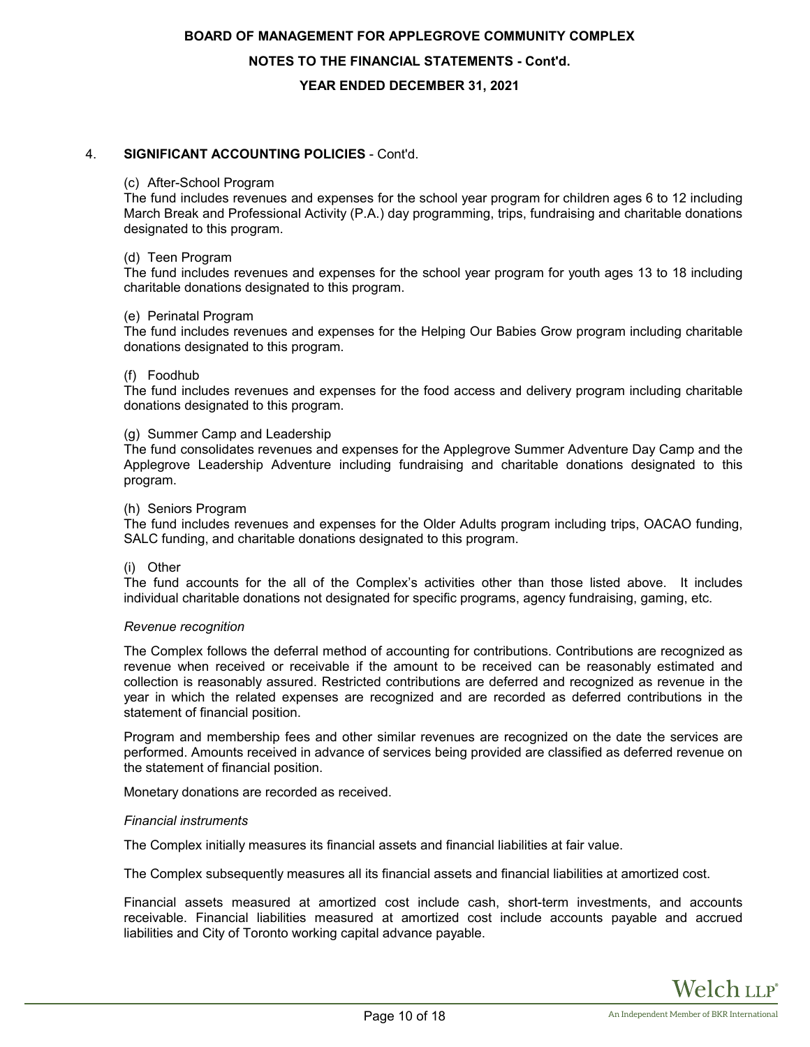## 4. SIGNIFICANT ACCOUNTING POLICIES - Cont'd.

(c) After-School Program
The fund includes revenues and expenses for the school year program for children ages 6 to 12 including March Break and Professional Activity (P.A.) day programming, trips, fundraising and charitable donations designated to this program.

(d) Teen Program
The fund includes revenues and expenses for the school year program for youth ages 13 to 18 including charitable donations designated to this program.

(e) Perinatal Program
The fund includes revenues and expenses for the Helping Our Babies Grow program including charitable donations designated to this program.

(f) Foodhub
The fund includes revenues and expenses for the food access and delivery program including charitable donations designated to this program.

(g) Summer Camp and Leadership
The fund consolidates revenues and expenses for the Applegrove Summer Adventure Day Camp and the Applegrove Leadership Adventure including fundraising and charitable donations designated to this program.

(h) Seniors Program
The fund includes revenues and expenses for the Older Adults program including trips, OACAO funding, SALC funding, and charitable donations designated to this program.

(i) Other
The fund accounts for the all of the Complex's activities other than those listed above. It includes individual charitable donations not designated for specific programs, agency fundraising, gaming, etc.

*Revenue recognition*

The Complex follows the deferral method of accounting for contributions. Contributions are recognized as revenue when received or receivable if the amount to be received can be reasonably estimated and collection is reasonably assured. Restricted contributions are deferred and recognized as revenue in the year in which the related expenses are recognized and are recorded as deferred contributions in the statement of financial position.

Program and membership fees and other similar revenues are recognized on the date the services are performed. Amounts received in advance of services being provided are classified as deferred revenue on the statement of financial position.

Monetary donations are recorded as received.

*Financial instruments*

The Complex initially measures its financial assets and financial liabilities at fair value.

The Complex subsequently measures all its financial assets and financial liabilities at amortized cost.

Financial assets measured at amortized cost include cash, short-term investments, and accounts receivable. Financial liabilities measured at amortized cost include accounts payable and accrued liabilities and City of Toronto working capital advance payable.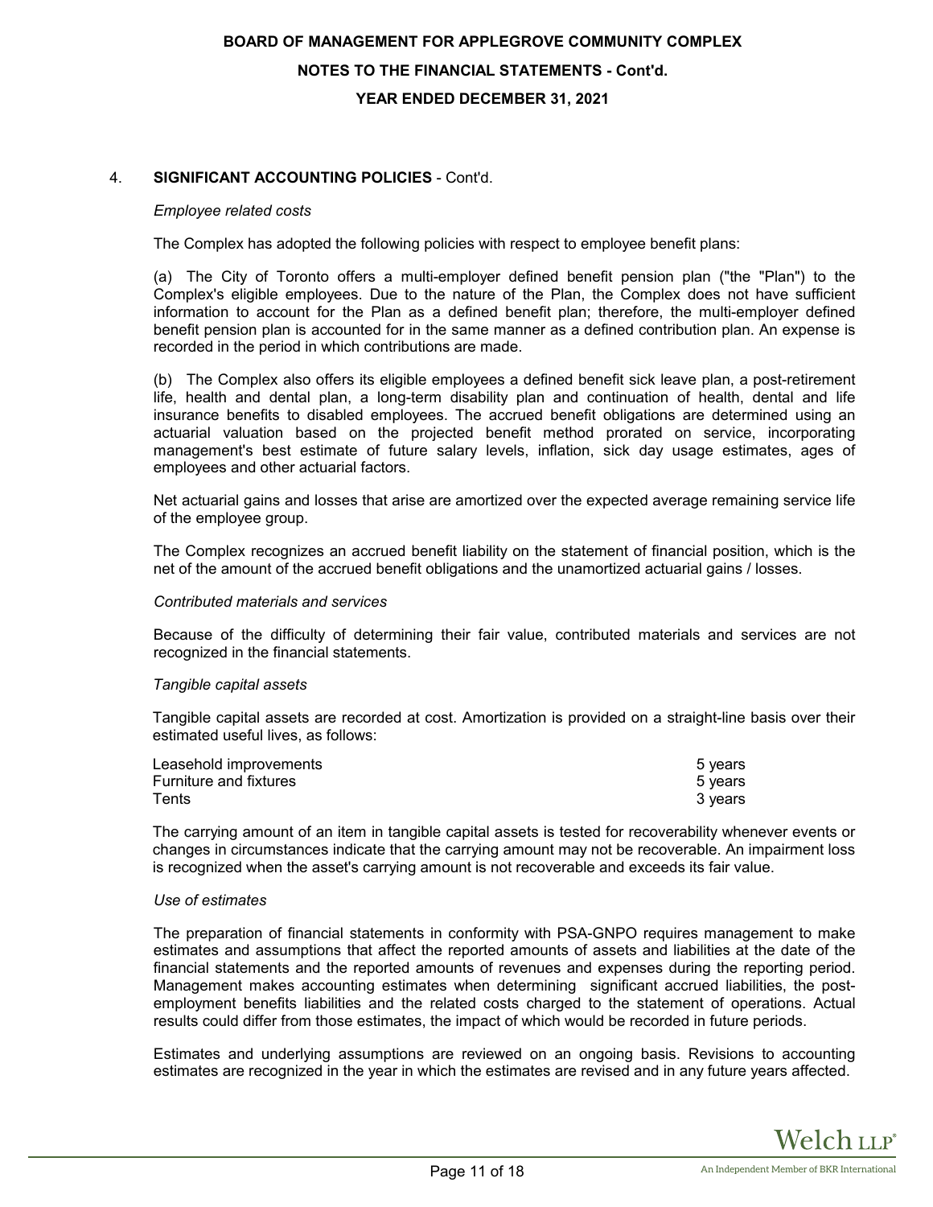## 4. SIGNIFICANT ACCOUNTING POLICIES - Cont'd.

*Employee related costs*

The Complex has adopted the following policies with respect to employee benefit plans:

(a) The City of Toronto offers a multi-employer defined benefit pension plan ("the "Plan") to the Complex's eligible employees. Due to the nature of the Plan, the Complex does not have sufficient information to account for the Plan as a defined benefit plan; therefore, the multi-employer defined benefit pension plan is accounted for in the same manner as a defined contribution plan. An expense is recorded in the period in which contributions are made.

(b) The Complex also offers its eligible employees a defined benefit sick leave plan, a post-retirement life, health and dental plan, a long-term disability plan and continuation of health, dental and life insurance benefits to disabled employees. The accrued benefit obligations are determined using an actuarial valuation based on the projected benefit method prorated on service, incorporating management's best estimate of future salary levels, inflation, sick day usage estimates, ages of employees and other actuarial factors.

Net actuarial gains and losses that arise are amortized over the expected average remaining service life of the employee group.

The Complex recognizes an accrued benefit liability on the statement of financial position, which is the net of the amount of the accrued benefit obligations and the unamortized actuarial gains / losses.

*Contributed materials and services*

Because of the difficulty of determining their fair value, contributed materials and services are not recognized in the financial statements.

*Tangible capital assets*

Tangible capital assets are recorded at cost. Amortization is provided on a straight-line basis over their estimated useful lives, as follows:

| | |
|---|---|
| Leasehold improvements | 5 years |
| Furniture and fixtures | 5 years |
| Tents | 3 years |

The carrying amount of an item in tangible capital assets is tested for recoverability whenever events or changes in circumstances indicate that the carrying amount may not be recoverable. An impairment loss is recognized when the asset's carrying amount is not recoverable and exceeds its fair value.

*Use of estimates*

The preparation of financial statements in conformity with PSA-GNPO requires management to make estimates and assumptions that affect the reported amounts of assets and liabilities at the date of the financial statements and the reported amounts of revenues and expenses during the reporting period. Management makes accounting estimates when determining significant accrued liabilities, the post-employment benefits liabilities and the related costs charged to the statement of operations. Actual results could differ from those estimates, the impact of which would be recorded in future periods.

Estimates and underlying assumptions are reviewed on an ongoing basis. Revisions to accounting estimates are recognized in the year in which the estimates are revised and in any future years affected.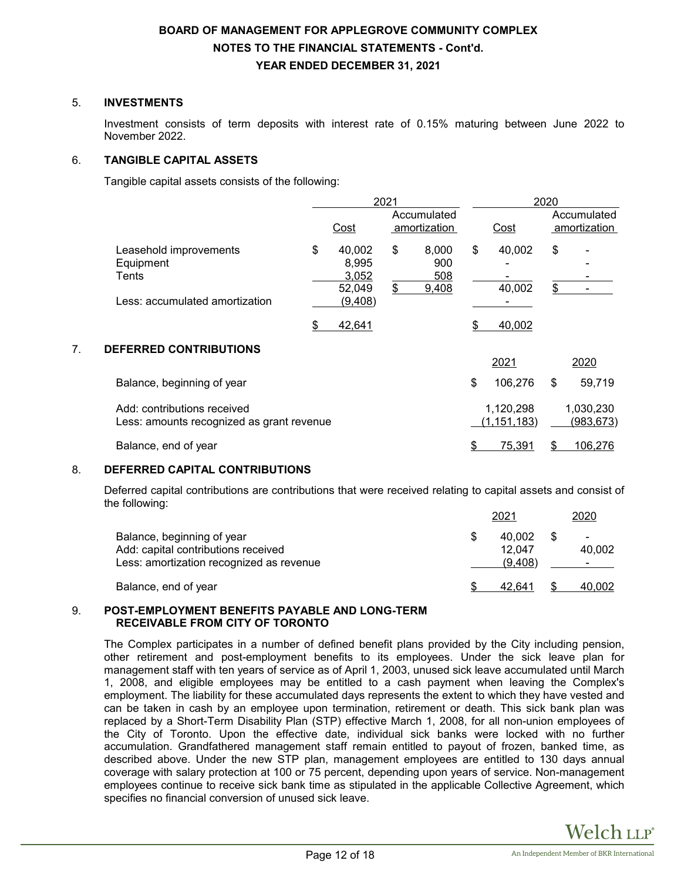# BOARD OF MANAGEMENT FOR APPLEGROVE COMMUNITY COMPLEX

## NOTES TO THE FINANCIAL STATEMENTS - Cont'd.

## YEAR ENDED DECEMBER 31, 2021

### 5. INVESTMENTS

Investment consists of term deposits with interest rate of 0.15% maturing between June 2022 to November 2022.

### 6. TANGIBLE CAPITAL ASSETS

Tangible capital assets consists of the following:

| | 2021 | | 2020 | |
|---|---|---|---|---|
| | Cost | Accumulated amortization | Cost | Accumulated amortization |
| Leasehold improvements | $ 40,002 | $ 8,000 | $ 40,002 | $ - |
| Equipment | 8,995 | 900 | - | - |
| Tents | 3,052 | 508 | - | - |
| | 52,049 | $ 9,408 | 40,002 | $ - |
| Less: accumulated amortization | (9,408) | | - | |
| | $ 42,641 | | $ 40,002 | |

### 7. DEFERRED CONTRIBUTIONS

| | 2021 | 2020 |
|---|---|---|
| Balance, beginning of year | $ 106,276 | $ 59,719 |
| Add: contributions received | 1,120,298 | 1,030,230 |
| Less: amounts recognized as grant revenue | (1,151,183) | (983,673) |
| Balance, end of year | $ 75,391 | $ 106,276 |

### 8. DEFERRED CAPITAL CONTRIBUTIONS

Deferred capital contributions are contributions that were received relating to capital assets and consist of the following:

| | 2021 | 2020 |
|---|---|---|
| Balance, beginning of year | $ 40,002 | $ - |
| Add: capital contributions received | 12,047 | 40,002 |
| Less: amortization recognized as revenue | (9,408) | - |
| Balance, end of year | $ 42,641 | $ 40,002 |

### 9. POST-EMPLOYMENT BENEFITS PAYABLE AND LONG-TERM RECEIVABLE FROM CITY OF TORONTO

The Complex participates in a number of defined benefit plans provided by the City including pension, other retirement and post-employment benefits to its employees. Under the sick leave plan for management staff with ten years of service as of April 1, 2003, unused sick leave accumulated until March 1, 2008, and eligible employees may be entitled to a cash payment when leaving the Complex's employment. The liability for these accumulated days represents the extent to which they have vested and can be taken in cash by an employee upon termination, retirement or death. This sick bank plan was replaced by a Short-Term Disability Plan (STP) effective March 1, 2008, for all non-union employees of the City of Toronto. Upon the effective date, individual sick banks were locked with no further accumulation. Grandfathered management staff remain entitled to payout of frozen, banked time, as described above. Under the new STP plan, management employees are entitled to 130 days annual coverage with salary protection at 100 or 75 percent, depending upon years of service. Non-management employees continue to receive sick bank time as stipulated in the applicable Collective Agreement, which specifies no financial conversion of unused sick leave.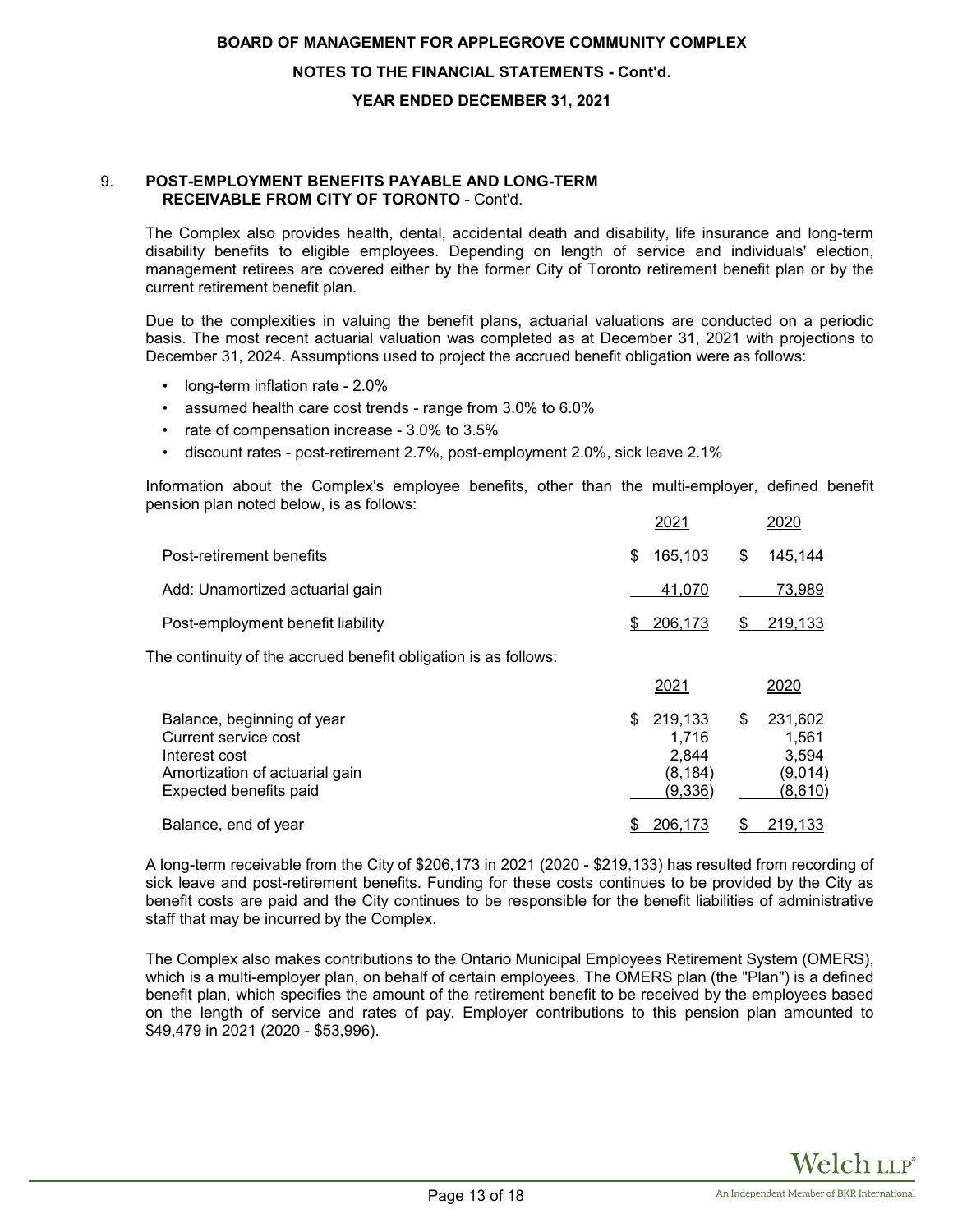### 9. POST-EMPLOYMENT BENEFITS PAYABLE AND LONG-TERM RECEIVABLE FROM CITY OF TORONTO - Cont'd.

The Complex also provides health, dental, accidental death and disability, life insurance and long-term disability benefits to eligible employees. Depending on length of service and individuals' election, management retirees are covered either by the former City of Toronto retirement benefit plan or by the current retirement benefit plan.

Due to the complexities in valuing the benefit plans, actuarial valuations are conducted on a periodic basis. The most recent actuarial valuation was completed as at December 31, 2021 with projections to December 31, 2024. Assumptions used to project the accrued benefit obligation were as follows:

- long-term inflation rate - 2.0%
- assumed health care cost trends - range from 3.0% to 6.0%
- rate of compensation increase - 3.0% to 3.5%
- discount rates - post-retirement 2.7%, post-employment 2.0%, sick leave 2.1%

Information about the Complex's employee benefits, other than the multi-employer, defined benefit pension plan noted below, is as follows:

| | 2021 | 2020 |
|---|---|---|
| Post-retirement benefits | $ 165,103 | $ 145,144 |
| Add: Unamortized actuarial gain | 41,070 | 73,989 |
| Post-employment benefit liability | $ 206,173 | $ 219,133 |

The continuity of the accrued benefit obligation is as follows:

| | 2021 | 2020 |
|---|---|---|
| Balance, beginning of year | $ 219,133 | $ 231,602 |
| Current service cost | 1,716 | 1,561 |
| Interest cost | 2,844 | 3,594 |
| Amortization of actuarial gain | (8,184) | (9,014) |
| Expected benefits paid | (9,336) | (8,610) |
| Balance, end of year | $ 206,173 | $ 219,133 |

A long-term receivable from the City of $206,173 in 2021 (2020 - $219,133) has resulted from recording of sick leave and post-retirement benefits. Funding for these costs continues to be provided by the City as benefit costs are paid and the City continues to be responsible for the benefit liabilities of administrative staff that may be incurred by the Complex.

The Complex also makes contributions to the Ontario Municipal Employees Retirement System (OMERS), which is a multi-employer plan, on behalf of certain employees. The OMERS plan (the "Plan") is a defined benefit plan, which specifies the amount of the retirement benefit to be received by the employees based on the length of service and rates of pay. Employer contributions to this pension plan amounted to $49,479 in 2021 (2020 - $53,996).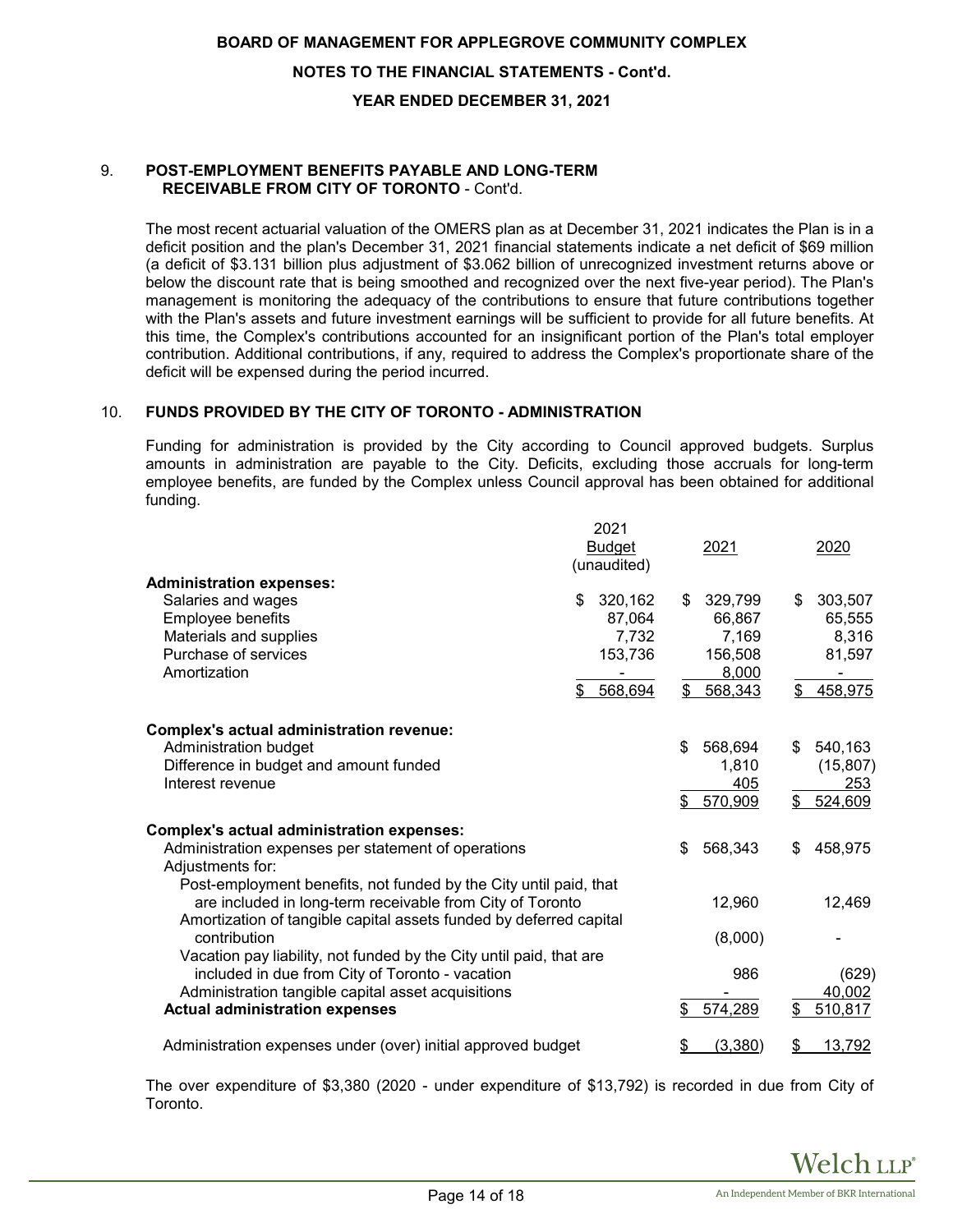## 9. POST-EMPLOYMENT BENEFITS PAYABLE AND LONG-TERM RECEIVABLE FROM CITY OF TORONTO - Cont'd.

The most recent actuarial valuation of the OMERS plan as at December 31, 2021 indicates the Plan is in a deficit position and the plan's December 31, 2021 financial statements indicate a net deficit of $69 million (a deficit of $3.131 billion plus adjustment of $3.062 billion of unrecognized investment returns above or below the discount rate that is being smoothed and recognized over the next five-year period). The Plan's management is monitoring the adequacy of the contributions to ensure that future contributions together with the Plan's assets and future investment earnings will be sufficient to provide for all future benefits. At this time, the Complex's contributions accounted for an insignificant portion of the Plan's total employer contribution. Additional contributions, if any, required to address the Complex's proportionate share of the deficit will be expensed during the period incurred.

## 10. FUNDS PROVIDED BY THE CITY OF TORONTO - ADMINISTRATION

Funding for administration is provided by the City according to Council approved budgets. Surplus amounts in administration are payable to the City. Deficits, excluding those accruals for long-term employee benefits, are funded by the Complex unless Council approval has been obtained for additional funding.

| | 2021 Budget (unaudited) | 2021 | 2020 |
|---|---|---|---|
| **Administration expenses:** | | | |
| Salaries and wages | $ 320,162 | $ 329,799 | $ 303,507 |
| Employee benefits | 87,064 | 66,867 | 65,555 |
| Materials and supplies | 7,732 | 7,169 | 8,316 |
| Purchase of services | 153,736 | 156,508 | 81,597 |
| Amortization | - | 8,000 | - |
| | $ 568,694 | $ 568,343 | $ 458,975 |
| **Complex's actual administration revenue:** | | | |
| Administration budget | | $ 568,694 | $ 540,163 |
| Difference in budget and amount funded | | 1,810 | (15,807) |
| Interest revenue | | 405 | 253 |
| | | $ 570,909 | $ 524,609 |
| **Complex's actual administration expenses:** | | | |
| Administration expenses per statement of operations | | $ 568,343 | $ 458,975 |
| Adjustments for: | | | |
| Post-employment benefits, not funded by the City until paid, that are included in long-term receivable from City of Toronto | | 12,960 | 12,469 |
| Amortization of tangible capital assets funded by deferred capital contribution | | (8,000) | - |
| Vacation pay liability, not funded by the City until paid, that are included in due from City of Toronto - vacation | | 986 | (629) |
| Administration tangible capital asset acquisitions | | - | 40,002 |
| **Actual administration expenses** | | $ 574,289 | $ 510,817 |
| Administration expenses under (over) initial approved budget | | $ (3,380) | $ 13,792 |

The over expenditure of $3,380 (2020 - under expenditure of $13,792) is recorded in due from City of Toronto.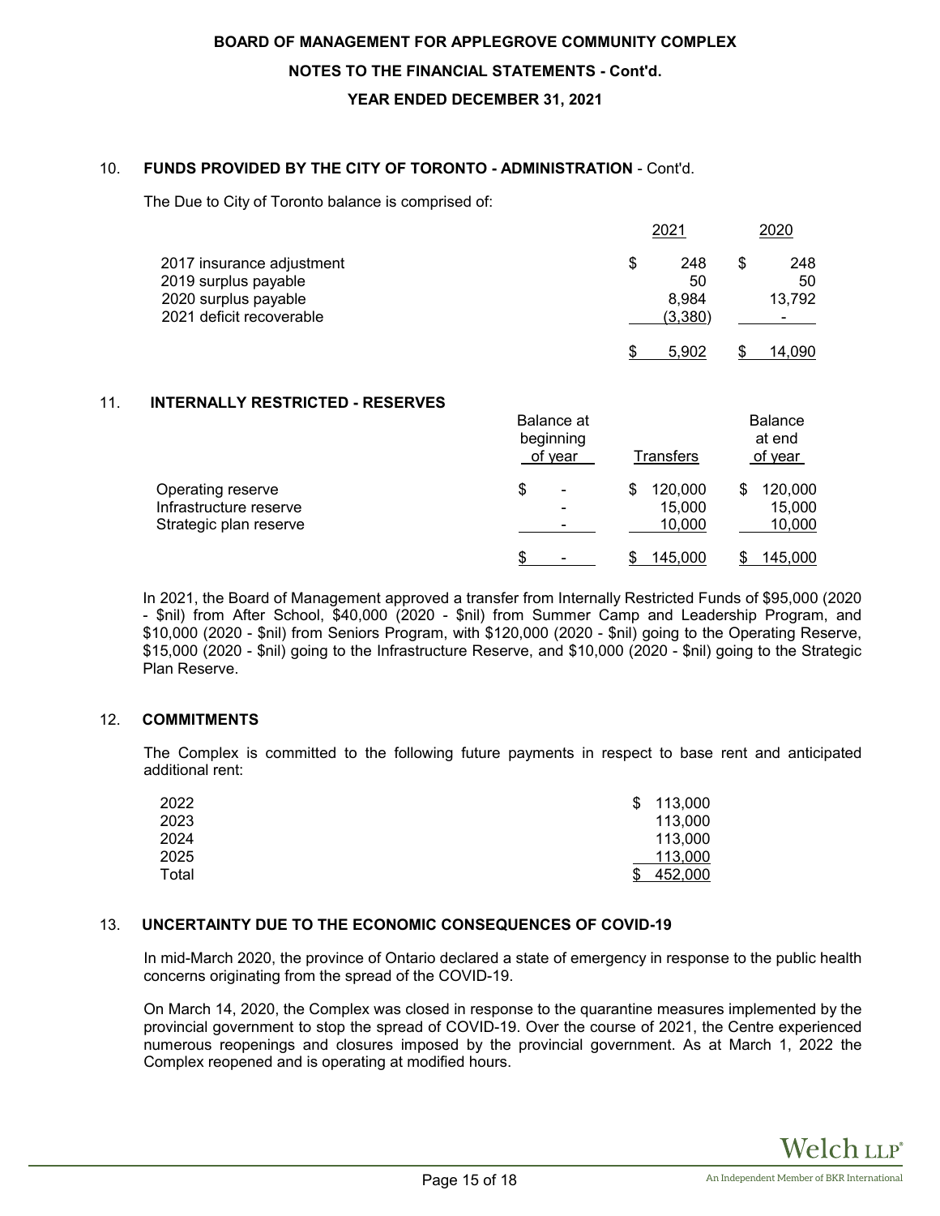## 10. FUNDS PROVIDED BY THE CITY OF TORONTO - ADMINISTRATION - Cont'd.

The Due to City of Toronto balance is comprised of:

| | 2021 | 2020 |
|---|---|---|
| 2017 insurance adjustment | $ 248 | $ 248 |
| 2019 surplus payable | 50 | 50 |
| 2020 surplus payable | 8,984 | 13,792 |
| 2021 deficit recoverable | (3,380) | - |
| | $ 5,902 | $ 14,090 |

## 11. INTERNALLY RESTRICTED - RESERVES

| | Balance at beginning of year | Transfers | Balance at end of year |
|---|---|---|---|
| Operating reserve | $ - | $ 120,000 | $ 120,000 |
| Infrastructure reserve | - | 15,000 | 15,000 |
| Strategic plan reserve | - | 10,000 | 10,000 |
| | $ - | $ 145,000 | $ 145,000 |

In 2021, the Board of Management approved a transfer from Internally Restricted Funds of $95,000 (2020 - $nil) from After School, $40,000 (2020 - $nil) from Summer Camp and Leadership Program, and $10,000 (2020 - $nil) from Seniors Program, with $120,000 (2020 - $nil) going to the Operating Reserve, $15,000 (2020 - $nil) going to the Infrastructure Reserve, and $10,000 (2020 - $nil) going to the Strategic Plan Reserve.

## 12. COMMITMENTS

The Complex is committed to the following future payments in respect to base rent and anticipated additional rent:

| | |
|---|---|
| 2022 | $ 113,000 |
| 2023 | 113,000 |
| 2024 | 113,000 |
| 2025 | 113,000 |
| Total | $ 452,000 |

## 13. UNCERTAINTY DUE TO THE ECONOMIC CONSEQUENCES OF COVID-19

In mid-March 2020, the province of Ontario declared a state of emergency in response to the public health concerns originating from the spread of the COVID-19.

On March 14, 2020, the Complex was closed in response to the quarantine measures implemented by the provincial government to stop the spread of COVID-19. Over the course of 2021, the Centre experienced numerous reopenings and closures imposed by the provincial government. As at March 1, 2022 the Complex reopened and is operating at modified hours.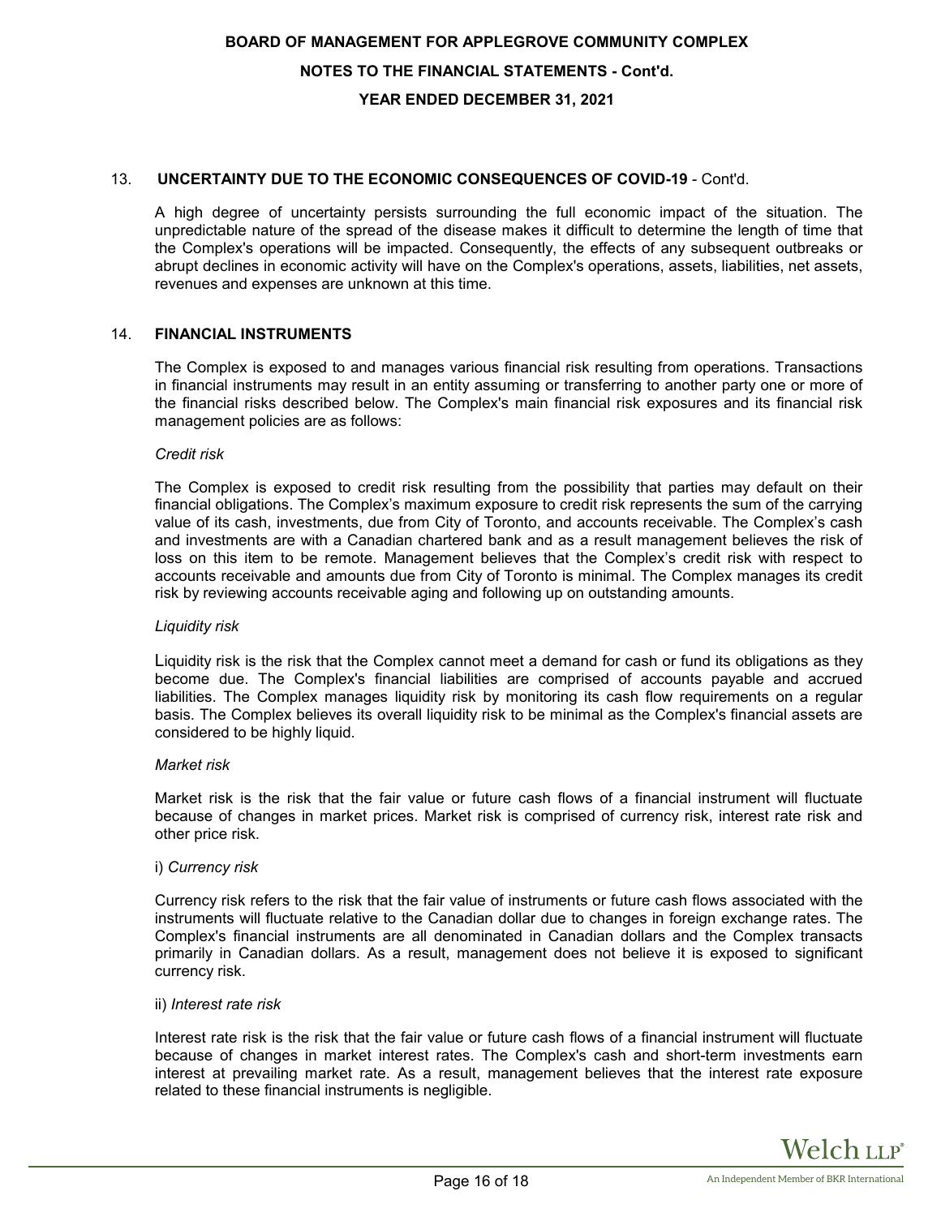## 13. UNCERTAINTY DUE TO THE ECONOMIC CONSEQUENCES OF COVID-19 - Cont'd.

A high degree of uncertainty persists surrounding the full economic impact of the situation. The unpredictable nature of the spread of the disease makes it difficult to determine the length of time that the Complex's operations will be impacted. Consequently, the effects of any subsequent outbreaks or abrupt declines in economic activity will have on the Complex's operations, assets, liabilities, net assets, revenues and expenses are unknown at this time.

## 14. FINANCIAL INSTRUMENTS

The Complex is exposed to and manages various financial risk resulting from operations. Transactions in financial instruments may result in an entity assuming or transferring to another party one or more of the financial risks described below. The Complex's main financial risk exposures and its financial risk management policies are as follows:

*Credit risk*

The Complex is exposed to credit risk resulting from the possibility that parties may default on their financial obligations. The Complex's maximum exposure to credit risk represents the sum of the carrying value of its cash, investments, due from City of Toronto, and accounts receivable. The Complex's cash and investments are with a Canadian chartered bank and as a result management believes the risk of loss on this item to be remote. Management believes that the Complex's credit risk with respect to accounts receivable and amounts due from City of Toronto is minimal. The Complex manages its credit risk by reviewing accounts receivable aging and following up on outstanding amounts.

*Liquidity risk*

Liquidity risk is the risk that the Complex cannot meet a demand for cash or fund its obligations as they become due. The Complex's financial liabilities are comprised of accounts payable and accrued liabilities. The Complex manages liquidity risk by monitoring its cash flow requirements on a regular basis. The Complex believes its overall liquidity risk to be minimal as the Complex's financial assets are considered to be highly liquid.

*Market risk*

Market risk is the risk that the fair value or future cash flows of a financial instrument will fluctuate because of changes in market prices. Market risk is comprised of currency risk, interest rate risk and other price risk.

i) *Currency risk*

Currency risk refers to the risk that the fair value of instruments or future cash flows associated with the instruments will fluctuate relative to the Canadian dollar due to changes in foreign exchange rates. The Complex's financial instruments are all denominated in Canadian dollars and the Complex transacts primarily in Canadian dollars. As a result, management does not believe it is exposed to significant currency risk.

ii) *Interest rate risk*

Interest rate risk is the risk that the fair value or future cash flows of a financial instrument will fluctuate because of changes in market interest rates. The Complex's cash and short-term investments earn interest at prevailing market rate. As a result, management believes that the interest rate exposure related to these financial instruments is negligible.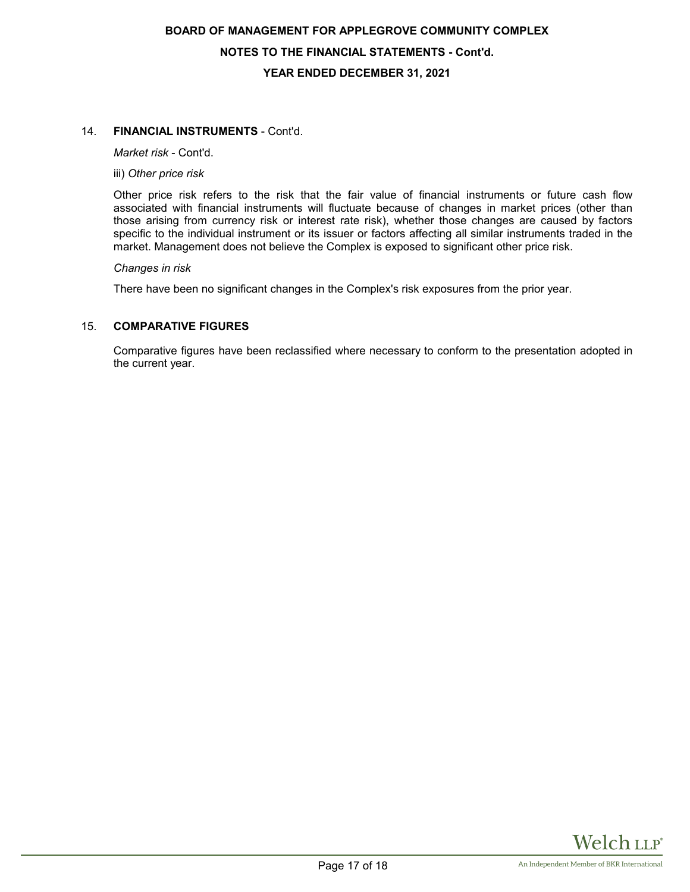## 14. FINANCIAL INSTRUMENTS - Cont'd.

*Market risk* - Cont'd.

iii) *Other price risk*

Other price risk refers to the risk that the fair value of financial instruments or future cash flow associated with financial instruments will fluctuate because of changes in market prices (other than those arising from currency risk or interest rate risk), whether those changes are caused by factors specific to the individual instrument or its issuer or factors affecting all similar instruments traded in the market. Management does not believe the Complex is exposed to significant other price risk.

*Changes in risk*

There have been no significant changes in the Complex's risk exposures from the prior year.

## 15. COMPARATIVE FIGURES

Comparative figures have been reclassified where necessary to conform to the presentation adopted in the current year.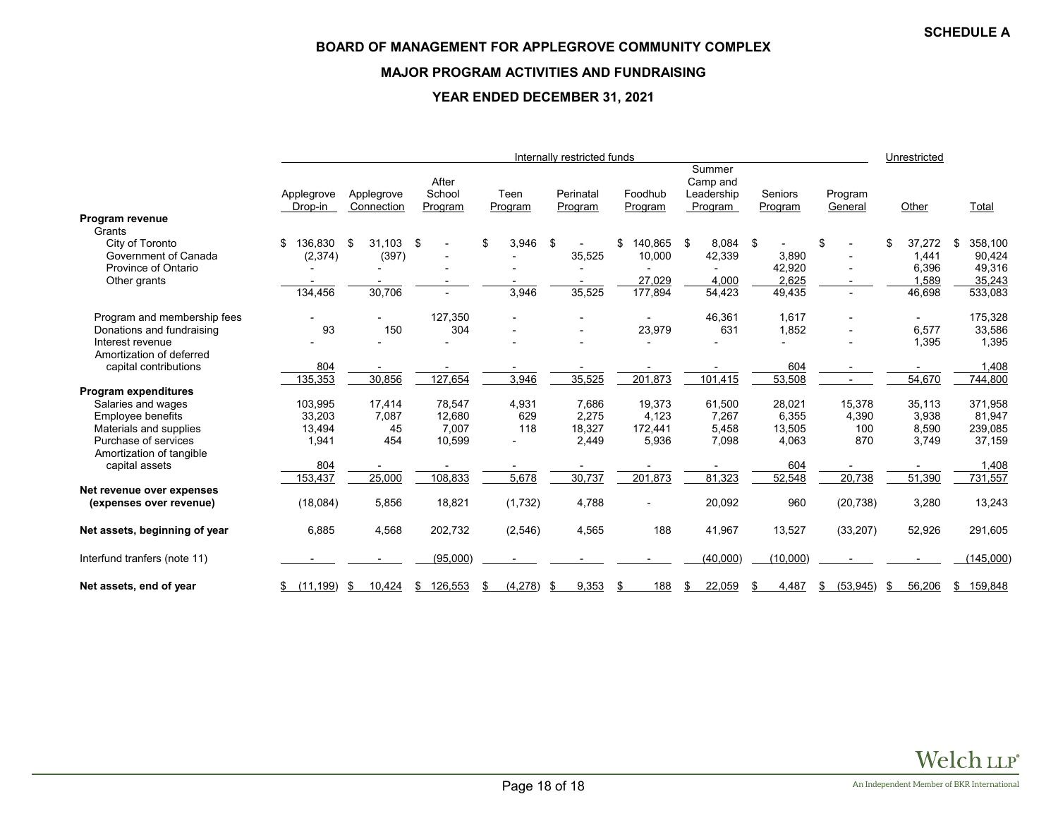**SCHEDULE A**

# BOARD OF MANAGEMENT FOR APPLEGROVE COMMUNITY COMPLEX

## MAJOR PROGRAM ACTIVITIES AND FUNDRAISING

## YEAR ENDED DECEMBER 31, 2021

| | Internally restricted funds | | | | | | | | | Unrestricted | |
|---|---|---|---|---|---|---|---|---|---|---|---|
| | Applegrove Drop-in | Applegrove Connection | After School Program | Teen Program | Perinatal Program | Foodhub Program | Summer Camp and Leadership Program | Seniors Program | Program General | Other | Total |
| **Program revenue** | | | | | | | | | | | |
| Grants | | | | | | | | | | | |
| City of Toronto | $ 136,830 | $ 31,103 | $ - | $ 3,946 | $ - | $ 140,865 | $ 8,084 | $ - | $ - | $ 37,272 | $ 358,100 |
| Government of Canada | (2,374) | (397) | - | - | 35,525 | 10,000 | 42,339 | 3,890 | - | 1,441 | 90,424 |
| Province of Ontario | - | - | - | - | - | - | - | 42,920 | - | 6,396 | 49,316 |
| Other grants | - | - | - | - | - | 27,029 | 4,000 | 2,625 | - | 1,589 | 35,243 |
| | 134,456 | 30,706 | - | 3,946 | 35,525 | 177,894 | 54,423 | 49,435 | - | 46,698 | 533,083 |
| Program and membership fees | - | - | 127,350 | - | - | - | 46,361 | 1,617 | - | - | 175,328 |
| Donations and fundraising | 93 | 150 | 304 | - | - | 23,979 | 631 | 1,852 | - | 6,577 | 33,586 |
| Interest revenue | - | - | - | - | - | - | - | - | - | 1,395 | 1,395 |
| Amortization of deferred capital contributions | 804 | - | - | - | - | - | - | 604 | - | - | 1,408 |
| | 135,353 | 30,856 | 127,654 | 3,946 | 35,525 | 201,873 | 101,415 | 53,508 | - | 54,670 | 744,800 |
| **Program expenditures** | | | | | | | | | | | |
| Salaries and wages | 103,995 | 17,414 | 78,547 | 4,931 | 7,686 | 19,373 | 61,500 | 28,021 | 15,378 | 35,113 | 371,958 |
| Employee benefits | 33,203 | 7,087 | 12,680 | 629 | 2,275 | 4,123 | 7,267 | 6,355 | 4,390 | 3,938 | 81,947 |
| Materials and supplies | 13,494 | 45 | 7,007 | 118 | 18,327 | 172,441 | 5,458 | 13,505 | 100 | 8,590 | 239,085 |
| Purchase of services | 1,941 | 454 | 10,599 | - | 2,449 | 5,936 | 7,098 | 4,063 | 870 | 3,749 | 37,159 |
| Amortization of tangible capital assets | 804 | - | - | - | - | - | - | 604 | - | - | 1,408 |
| | 153,437 | 25,000 | 108,833 | 5,678 | 30,737 | 201,873 | 81,323 | 52,548 | 20,738 | 51,390 | 731,557 |
| **Net revenue over expenses (expenses over revenue)** | (18,084) | 5,856 | 18,821 | (1,732) | 4,788 | - | 20,092 | 960 | (20,738) | 3,280 | 13,243 |
| **Net assets, beginning of year** | 6,885 | 4,568 | 202,732 | (2,546) | 4,565 | 188 | 41,967 | 13,527 | (33,207) | 52,926 | 291,605 |
| Interfund tranfers (note 11) | - | - | (95,000) | - | - | - | (40,000) | (10,000) | - | - | (145,000) |
| **Net assets, end of year** | $ (11,199) | $ 10,424 | $ 126,553 | $ (4,278) | $ 9,353 | $ 188 | $ 22,059 | $ 4,487 | $ (53,945) | $ 56,206 | $ 159,848 |

Welch LLP
An Independent Member of BKR International